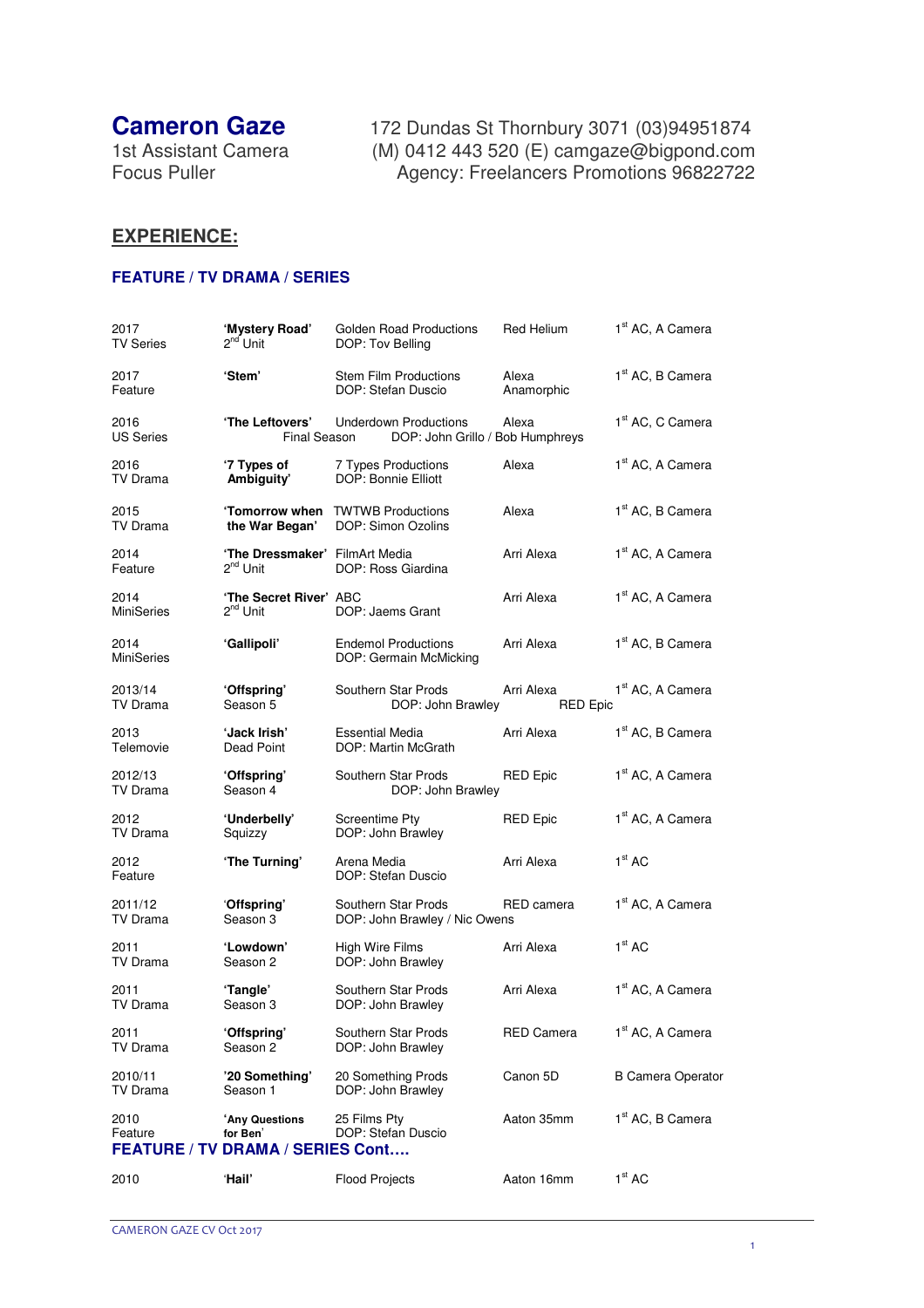# Cameron Gaze

1st Assistant Camera
Focus Puller

172 Dundas St Thornbury 3071 (03)94951874
(M) 0412 443 520 (E) camgaze@bigpond.com
Agency: Freelancers Promotions 96822722

## EXPERIENCE:

### FEATURE / TV DRAMA / SERIES

| | | | | |
|---|---|---|---|---|
| 2017 TV Series | **'Mystery Road'** 2nd Unit | Golden Road Productions DOP: Tov Belling | Red Helium | 1st AC, A Camera |
| 2017 Feature | **'Stem'** | Stem Film Productions DOP: Stefan Duscio | Alexa Anamorphic | 1st AC, B Camera |
| 2016 US Series | **'The Leftovers'** Final Season | Underdown Productions DOP: John Grillo / Bob Humphreys | Alexa | 1st AC, C Camera |
| 2016 TV Drama | **'7 Types of Ambiguity'** | 7 Types Productions DOP: Bonnie Elliott | Alexa | 1st AC, A Camera |
| 2015 TV Drama | **'Tomorrow when the War Began'** | TWTWB Productions DOP: Simon Ozolins | Alexa | 1st AC, B Camera |
| 2014 Feature | **'The Dressmaker'** 2nd Unit | FilmArt Media DOP: Ross Giardina | Arri Alexa | 1st AC, A Camera |
| 2014 MiniSeries | **'The Secret River'** 2nd Unit | ABC DOP: Jaems Grant | Arri Alexa | 1st AC, A Camera |
| 2014 MiniSeries | **'Gallipoli'** | Endemol Productions DOP: Germain McMicking | Arri Alexa | 1st AC, B Camera |
| 2013/14 TV Drama | **'Offspring'** Season 5 | Southern Star Prods DOP: John Brawley | Arri Alexa RED Epic | 1st AC, A Camera |
| 2013 Telemovie | **'Jack Irish'** Dead Point | Essential Media DOP: Martin McGrath | Arri Alexa | 1st AC, B Camera |
| 2012/13 TV Drama | **'Offspring'** Season 4 | Southern Star Prods DOP: John Brawley | RED Epic | 1st AC, A Camera |
| 2012 TV Drama | **'Underbelly'** Squizzy | Screentime Pty DOP: John Brawley | RED Epic | 1st AC, A Camera |
| 2012 Feature | **'The Turning'** | Arena Media DOP: Stefan Duscio | Arri Alexa | 1st AC |
| 2011/12 TV Drama | **'Offspring'** Season 3 | Southern Star Prods DOP: John Brawley / Nic Owens | RED camera | 1st AC, A Camera |
| 2011 TV Drama | **'Lowdown'** Season 2 | High Wire Films DOP: John Brawley | Arri Alexa | 1st AC |
| 2011 TV Drama | **'Tangle'** Season 3 | Southern Star Prods DOP: John Brawley | Arri Alexa | 1st AC, A Camera |
| 2011 TV Drama | **'Offspring'** Season 2 | Southern Star Prods DOP: John Brawley | RED Camera | 1st AC, A Camera |
| 2010/11 TV Drama | **'20 Something'** Season 1 | 20 Something Prods DOP: John Brawley | Canon 5D | B Camera Operator |
| 2010 Feature | **'Any Questions for Ben'** | 25 Films Pty DOP: Stefan Duscio | Aaton 35mm | 1st AC, B Camera |

### FEATURE / TV DRAMA / SERIES Cont….

| | | | | |
|---|---|---|---|---|
| 2010 | **'Hail'** | Flood Projects | Aaton 16mm | 1st AC |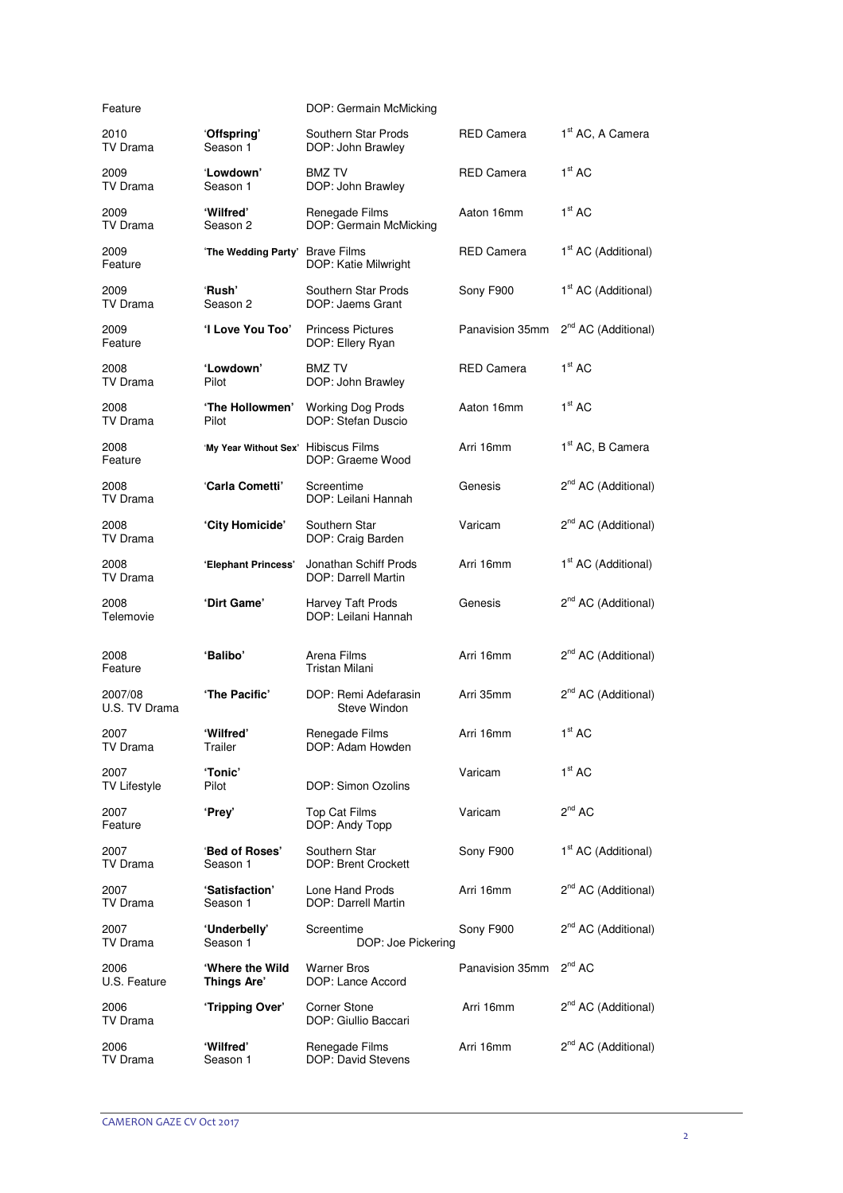| | | | | |
|---|---|---|---|---|
| Feature | | DOP: Germain McMicking | | |
| 2010 TV Drama | **'Offspring'** Season 1 | Southern Star Prods DOP: John Brawley | RED Camera | 1st AC, A Camera |
| 2009 TV Drama | **'Lowdown'** Season 1 | BMZ TV DOP: John Brawley | RED Camera | 1st AC |
| 2009 TV Drama | **'Wilfred'** Season 2 | Renegade Films DOP: Germain McMicking | Aaton 16mm | 1st AC |
| 2009 Feature | **'The Wedding Party'** | Brave Films DOP: Katie Milwright | RED Camera | 1st AC (Additional) |
| 2009 TV Drama | **'Rush'** Season 2 | Southern Star Prods DOP: Jaems Grant | Sony F900 | 1st AC (Additional) |
| 2009 Feature | **'I Love You Too'** | Princess Pictures DOP: Ellery Ryan | Panavision 35mm | 2nd AC (Additional) |
| 2008 TV Drama | **'Lowdown'** Pilot | BMZ TV DOP: John Brawley | RED Camera | 1st AC |
| 2008 TV Drama | **'The Hollowmen'** Pilot | Working Dog Prods DOP: Stefan Duscio | Aaton 16mm | 1st AC |
| 2008 Feature | **'My Year Without Sex'** | Hibiscus Films DOP: Graeme Wood | Arri 16mm | 1st AC, B Camera |
| 2008 TV Drama | **'Carla Cometti'** | Screentime DOP: Leilani Hannah | Genesis | 2nd AC (Additional) |
| 2008 TV Drama | **'City Homicide'** | Southern Star DOP: Craig Barden | Varicam | 2nd AC (Additional) |
| 2008 TV Drama | **'Elephant Princess'** | Jonathan Schiff Prods DOP: Darrell Martin | Arri 16mm | 1st AC (Additional) |
| 2008 Telemovie | **'Dirt Game'** | Harvey Taft Prods DOP: Leilani Hannah | Genesis | 2nd AC (Additional) |
| 2008 Feature | **'Balibo'** | Arena Films Tristan Milani | Arri 16mm | 2nd AC (Additional) |
| 2007/08 U.S. TV Drama | **'The Pacific'** | DOP: Remi Adefarasin Steve Windon | Arri 35mm | 2nd AC (Additional) |
| 2007 TV Drama | **'Wilfred'** Trailer | Renegade Films DOP: Adam Howden | Arri 16mm | 1st AC |
| 2007 TV Lifestyle | **'Tonic'** Pilot | DOP: Simon Ozolins | Varicam | 1st AC |
| 2007 Feature | **'Prey'** | Top Cat Films DOP: Andy Topp | Varicam | 2nd AC |
| 2007 TV Drama | **'Bed of Roses'** Season 1 | Southern Star DOP: Brent Crockett | Sony F900 | 1st AC (Additional) |
| 2007 TV Drama | **'Satisfaction'** Season 1 | Lone Hand Prods DOP: Darrell Martin | Arri 16mm | 2nd AC (Additional) |
| 2007 TV Drama | **'Underbelly'** Season 1 | Screentime DOP: Joe Pickering | Sony F900 | 2nd AC (Additional) |
| 2006 U.S. Feature | **'Where the Wild Things Are'** | Warner Bros DOP: Lance Accord | Panavision 35mm | 2nd AC |
| 2006 TV Drama | **'Tripping Over'** | Corner Stone DOP: Giullio Baccari | Arri 16mm | 2nd AC (Additional) |
| 2006 TV Drama | **'Wilfred'** Season 1 | Renegade Films DOP: David Stevens | Arri 16mm | 2nd AC (Additional) |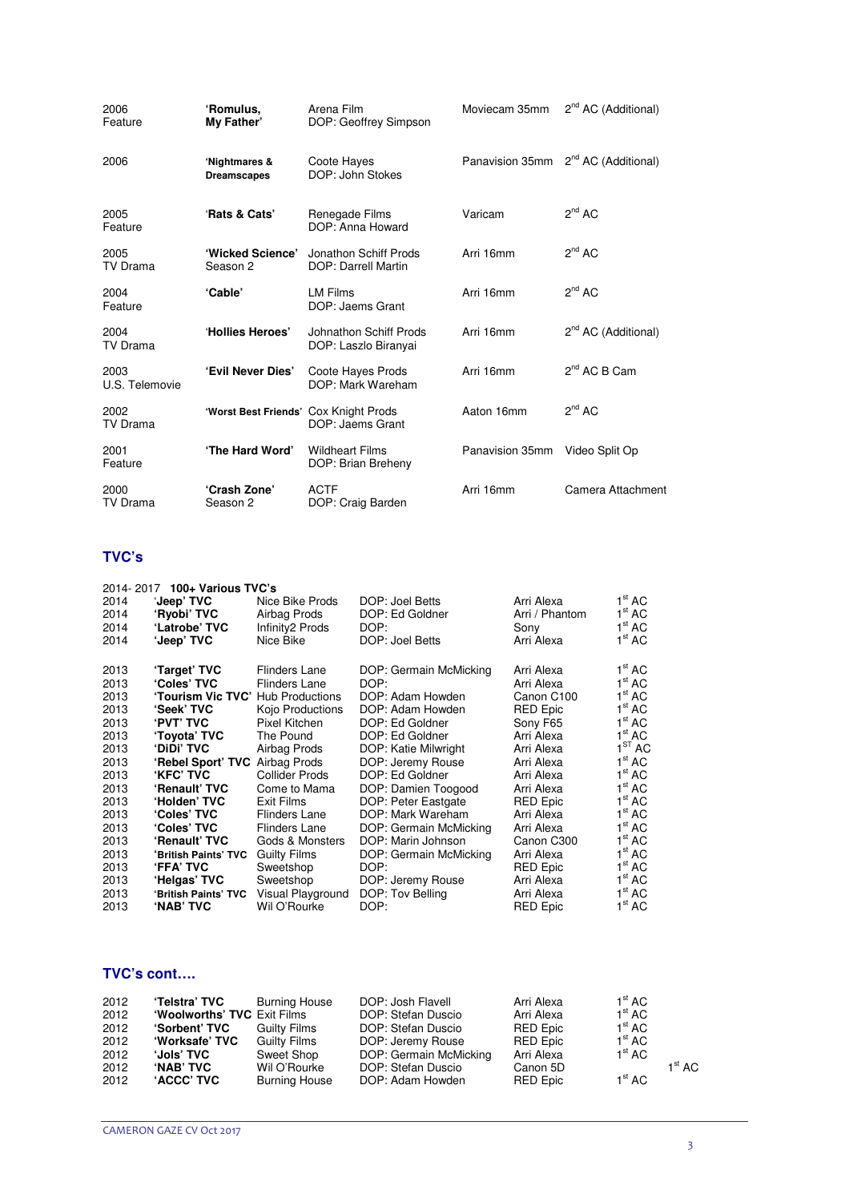| | | | | |
|---|---|---|---|---|
| 2006 Feature | **'Romulus, My Father'** | Arena Film DOP: Geoffrey Simpson | Moviecam 35mm | 2nd AC (Additional) |
| 2006 | **'Nightmares & Dreamscapes** | Coote Hayes DOP: John Stokes | Panavision 35mm | 2nd AC (Additional) |
| 2005 Feature | **'Rats & Cats'** | Renegade Films DOP: Anna Howard | Varicam | 2nd AC |
| 2005 TV Drama | **'Wicked Science'** Season 2 | Jonathon Schiff Prods DOP: Darrell Martin | Arri 16mm | 2nd AC |
| 2004 Feature | **'Cable'** | LM Films DOP: Jaems Grant | Arri 16mm | 2nd AC |
| 2004 TV Drama | **'Hollies Heroes'** | Johnathon Schiff Prods DOP: Laszlo Biranyai | Arri 16mm | 2nd AC (Additional) |
| 2003 U.S. Telemovie | **'Evil Never Dies'** | Coote Hayes Prods DOP: Mark Wareham | Arri 16mm | 2nd AC B Cam |
| 2002 TV Drama | **'Worst Best Friends'** | Cox Knight Prods DOP: Jaems Grant | Aaton 16mm | 2nd AC |
| 2001 Feature | **'The Hard Word'** | Wildheart Films DOP: Brian Breheny | Panavision 35mm | Video Split Op |
| 2000 TV Drama | **'Crash Zone'** Season 2 | ACTF DOP: Craig Barden | Arri 16mm | Camera Attachment |

## TVC's

2014- 2017 **100+ Various TVC's**

| | | | | | |
|---|---|---|---|---|---|
| 2014 | **'Jeep' TVC** | Nice Bike Prods | DOP: Joel Betts | Arri Alexa | 1st AC |
| 2014 | **'Ryobi' TVC** | Airbag Prods | DOP: Ed Goldner | Arri / Phantom | 1st AC |
| 2014 | **'Latrobe' TVC** | Infinity2 Prods | DOP: | Sony | 1st AC |
| 2014 | **'Jeep' TVC** | Nice Bike | DOP: Joel Betts | Arri Alexa | 1st AC |
| 2013 | **'Target' TVC** | Flinders Lane | DOP: Germain McMicking | Arri Alexa | 1st AC |
| 2013 | **'Coles' TVC** | Flinders Lane | DOP: | Arri Alexa | 1st AC |
| 2013 | **'Tourism Vic TVC'** | Hub Productions | DOP: Adam Howden | Canon C100 | 1st AC |
| 2013 | **'Seek' TVC** | Kojo Productions | DOP: Adam Howden | RED Epic | 1st AC |
| 2013 | **'PVT' TVC** | Pixel Kitchen | DOP: Ed Goldner | Sony F65 | 1st AC |
| 2013 | **'Toyota' TVC** | The Pound | DOP: Ed Goldner | Arri Alexa | 1st AC |
| 2013 | **'DiDi' TVC** | Airbag Prods | DOP: Katie Milwright | Arri Alexa | 1ST AC |
| 2013 | **'Rebel Sport' TVC** | Airbag Prods | DOP: Jeremy Rouse | Arri Alexa | 1st AC |
| 2013 | **'KFC' TVC** | Collider Prods | DOP: Ed Goldner | Arri Alexa | 1st AC |
| 2013 | **'Renault' TVC** | Come to Mama | DOP: Damien Toogood | Arri Alexa | 1st AC |
| 2013 | **'Holden' TVC** | Exit Films | DOP: Peter Eastgate | RED Epic | 1st AC |
| 2013 | **'Coles' TVC** | Flinders Lane | DOP: Mark Wareham | Arri Alexa | 1st AC |
| 2013 | **'Coles' TVC** | Flinders Lane | DOP: Germain McMicking | Arri Alexa | 1st AC |
| 2013 | **'Renault' TVC** | Gods & Monsters | DOP: Marin Johnson | Canon C300 | 1st AC |
| 2013 | **'British Paints' TVC** | Guilty Films | DOP: Germain McMicking | Arri Alexa | 1st AC |
| 2013 | **'FFA' TVC** | Sweetshop | DOP: | RED Epic | 1st AC |
| 2013 | **'Helgas' TVC** | Sweetshop | DOP: Jeremy Rouse | Arri Alexa | 1st AC |
| 2013 | **'British Paints' TVC** | Visual Playground | DOP: Tov Belling | Arri Alexa | 1st AC |
| 2013 | **'NAB' TVC** | Wil O'Rourke | DOP: | RED Epic | 1st AC |

## TVC's cont….

| | | | | | |
|---|---|---|---|---|---|
| 2012 | **'Telstra' TVC** | Burning House | DOP: Josh Flavell | Arri Alexa | 1st AC |
| 2012 | **'Woolworths' TVC** | Exit Films | DOP: Stefan Duscio | Arri Alexa | 1st AC |
| 2012 | **'Sorbent' TVC** | Guilty Films | DOP: Stefan Duscio | RED Epic | 1st AC |
| 2012 | **'Worksafe' TVC** | Guilty Films | DOP: Jeremy Rouse | RED Epic | 1st AC |
| 2012 | **'Jols' TVC** | Sweet Shop | DOP: Germain McMicking | Arri Alexa | 1st AC |
| 2012 | **'NAB' TVC** | Wil O'Rourke | DOP: Stefan Duscio | Canon 5D | 1st AC |
| 2012 | **'ACCC' TVC** | Burning House | DOP: Adam Howden | RED Epic | 1st AC |

CAMERON GAZE CV Oct 2017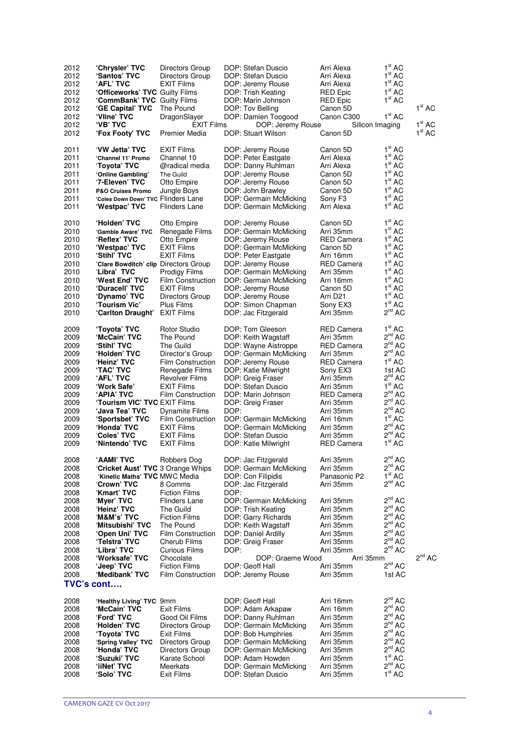| Year | Production | Company | DOP | Camera | Role |
|---|---|---|---|---|---|
| 2012 | **'Chrysler' TVC** | Directors Group | DOP: Stefan Duscio | Arri Alexa | $1^{st}$ AC |
| 2012 | **'Santos' TVC** | Directors Group | DOP: Stefan Duscio | Arri Alexa | $1^{st}$ AC |
| 2012 | **'AFL' TVC** | EXIT Films | DOP: Jeremy Rouse | Arri Alexa | $1^{st}$ AC |
| 2012 | **'Officeworks' TVC** | Guilty Films | DOP: Trish Keating | RED Epic | $1^{st}$ AC |
| 2012 | **'CommBank' TVC** | Guilty Films | DOP: Marin Johnson | RED Epic | $1^{st}$ AC |
| 2012 | **'GE Capital' TVC** | The Pound | DOP: Tov Belling | Canon 5D | $1^{st}$ AC |
| 2012 | **'Vline' TVC** | DragonSlayer | DOP: Damien Toogood | Canon C300 | $1^{st}$ AC |
| 2012 | **'VB' TVC** | EXIT Films | DOP: Jeremy Rouse | Silicon Imaging | $1^{st}$ AC |
| 2012 | **'Fox Footy' TVC** | Premier Media | DOP: Stuart Wilson | Canon 5D | $1^{st}$ AC |
| 2011 | **'VW Jetta' TVC** | EXIT Films | DOP: Jeremy Rouse | Canon 5D | $1^{st}$ AC |
| 2011 | **'Channel 11' Promo** | Channel 10 | DOP: Peter Eastgate | Arri Alexa | $1^{st}$ AC |
| 2011 | **'Toyota' TVC** | @radical media | DOP: Danny Ruhlman | Arri Alexa | $1^{st}$ AC |
| 2011 | **'Online Gambling'** | The Guild | DOP: Jeremy Rouse | Canon 5D | $1^{st}$ AC |
| 2011 | **'7-Eleven' TVC** | Otto Empire | DOP: Jeremy Rouse | Canon 5D | $1^{st}$ AC |
| 2011 | **P&O Cruises Promo** | Jungle Boys | DOP: John Brawley | Canon 5D | $1^{st}$ AC |
| 2011 | **'Coles Down Down' TVC** | Flinders Lane | DOP: Germain McMicking | Sony F3 | $1^{st}$ AC |
| 2011 | **'Westpac' TVC** | Flinders Lane | DOP: Germain McMicking | Arri Alexa | $1^{st}$ AC |
| 2010 | **'Holden' TVC** | Otto Empire | DOP: Jeremy Rouse | Canon 5D | $1^{st}$ AC |
| 2010 | **'Gamble Aware' TVC** | Renegade Films | DOP: Germain McMicking | Arri 35mm | $1^{st}$ AC |
| 2010 | **'Reflex' TVC** | Otto Empire | DOP: Jeremy Rouse | RED Camera | $1^{st}$ AC |
| 2010 | **'Westpac' TVC** | EXIT Films | DOP: Germain McMicking | Canon 5D | $1^{st}$ AC |
| 2010 | **'Stihl' TVC** | EXIT Films | DOP: Peter Eastgate | Arri 16mm | $1^{st}$ AC |
| 2010 | **'Clare Bowditch' clip** | Directors Group | DOP: Jeremy Rouse | RED Camera | $1^{st}$ AC |
| 2010 | **'Libra' TVC** | Prodigy Films | DOP: Germain McMicking | Arri 35mm | $1^{st}$ AC |
| 2010 | **'West End' TVC** | Film Construction | DOP: Germain McMicking | Arri 16mm | $1^{st}$ AC |
| 2010 | **'Duracell' TVC** | EXIT Films | DOP: Jeremy Rouse | Canon 5D | $1^{st}$ AC |
| 2010 | **'Dynamo' TVC** | Directors Group | DOP: Jeremy Rouse | Arri D21 | $1^{st}$ AC |
| 2010 | **'Tourism Vic'** | Plus Films | DOP: Simon Chapman | Sony EX3 | $1^{st}$ AC |
| 2010 | **'Carlton Draught'** | EXIT Films | DOP: Jac Fitzgerald | Arri 35mm | $2^{nd}$ AC |
| 2009 | **'Toyota' TVC** | Rotor Studio | DOP: Tom Gleeson | RED Camera | $1^{st}$ AC |
| 2009 | **'McCain' TVC** | The Pound | DOP: Keith Wagstaff | Arri 35mm | $2^{nd}$ AC |
| 2009 | **'Stihl' TVC** | The Guild | DOP: Wayne Aistroppe | RED Camera | $2^{nd}$ AC |
| 2009 | **'Holden' TVC** | Director's Group | DOP: Germain McMicking | Arri 35mm | $2^{nd}$ AC |
| 2009 | **'Heinz' TVC** | Film Construction | DOP: Jeremy Rouse | RED Camera | $1^{st}$ AC |
| 2009 | **'TAC' TVC** | Renegade Films | DOP: Katie Milwright | Sony EX3 | 1st AC |
| 2009 | **'AFL' TVC** | Revolver Films | DOP: Greig Fraser | Arri 35mm | $2^{nd}$ AC |
| 2009 | **'Work Safe'** | EXIT Films | DOP: Stefan Duscio | Arri 35mm | $1^{st}$ AC |
| 2009 | **'APIA' TVC** | Film Construction | DOP: Marin Johnson | RED Camera | $2^{nd}$ AC |
| 2009 | **'Tourism VIC' TVC** | EXIT Films | DOP: Greig Fraser | Arri 35mm | $2^{nd}$ AC |
| 2009 | **'Java Tea' TVC** | Dynamite Films | DOP: | Arri 35mm | $2^{nd}$ AC |
| 2009 | **'Sportsbet' TVC** | Film Construction | DOP: Germain McMicking | Arri 16mm | $1^{st}$ AC |
| 2009 | **'Honda' TVC** | EXIT Films | DOP: Germain McMicking | Arri 35mm | $2^{nd}$ AC |
| 2009 | **'Coles' TVC** | EXIT Films | DOP: Stefan Duscio | Arri 35mm | $2^{nd}$ AC |
| 2009 | **'Nintendo' TVC** | EXIT Films | DOP: Katie Milwright | RED Camera | $1^{st}$ AC |
| 2008 | **'AAMI' TVC** | Robbers Dog | DOP: Jac Fitzgerald | Arri 35mm | $2^{nd}$ AC |
| 2008 | **'Cricket Aust' TVC** | 3 Orange Whips | DOP: Germain McMicking | Arri 35mm | $2^{nd}$ AC |
| 2008 | **'Kinetic Maths' TVC** | MWC Media | DOP: Con Filipidis | Panasonic P2 | $1^{st}$ AC |
| 2008 | **'Crown' TVC** | 8 Comms | DOP: Jac Fitzgerald | Arri 35mm | $2^{nd}$ AC |
| 2008 | **'Kmart' TVC** | Fiction Films | DOP: | | |
| 2008 | **'Myer' TVC** | Flinders Lane | DOP: Germain McMicking | Arri 35mm | $2^{nd}$ AC |
| 2008 | **'Heinz' TVC** | The Guild | DOP: Trish Keating | Arri 35mm | $2^{nd}$ AC |
| 2008 | **'M&M's' TVC** | Fiction Films | DOP: Garry Richards | Arri 35mm | $2^{nd}$ AC |
| 2008 | **'Mitsubishi' TVC** | The Pound | DOP: Keith Wagstaff | Arri 35mm | $2^{nd}$ AC |
| 2008 | **'Open Uni' TVC** | Film Construction | DOP: Daniel Ardilly | Arri 35mm | $2^{nd}$ AC |
| 2008 | **'Telstra' TVC** | Cherub Films | DOP: Greig Fraser | Arri 35mm | $2^{nd}$ AC |
| 2008 | **'Libra' TVC** | Curious Films | DOP: | Arri 35mm | $2^{nd}$ AC |
| 2008 | **'Worksafe' TVC** | Chocolate | DOP: Graeme Wood | Arri 35mm | $2^{nd}$ AC |
| 2008 | **'Jeep' TVC** | Fiction Films | DOP: Geoff Hall | Arri 35mm | $2^{nd}$ AC |
| 2008 | **'Medibank' TVC** | Film Construction | DOP: Jeremy Rouse | Arri 35mm | 1st AC |

**TVC's cont….**

| Year | Production | Company | DOP | Camera | Role |
|---|---|---|---|---|---|
| 2008 | **'Healthy Living' TVC** | 9mm | DOP: Geoff Hall | Arri 16mm | $2^{nd}$ AC |
| 2008 | **'McCain' TVC** | Exit Films | DOP: Adam Arkapaw | Arri 16mm | $2^{nd}$ AC |
| 2008 | **'Ford' TVC** | Good Oil Films | DOP: Danny Ruhlman | Arri 35mm | $2^{nd}$ AC |
| 2008 | **'Holden' TVC** | Directors Group | DOP: Germain McMicking | Arri 35mm | $2^{nd}$ AC |
| 2008 | **'Toyota' TVC** | Exit Films | DOP: Bob Humphries | Arri 35mm | $2^{nd}$ AC |
| 2008 | **'Spring Valley' TVC** | Directors Group | DOP: Germain McMicking | Arri 35mm | $2^{nd}$ AC |
| 2008 | **'Honda' TVC** | Directors Group | DOP: Germain McMicking | Arri 35mm | $2^{nd}$ AC |
| 2008 | **'Suzuki' TVC** | Karate School | DOP: Adam Howden | Arri 35mm | $1^{st}$ AC |
| 2008 | **'iiNet' TVC** | Meerkats | DOP: Germain McMicking | Arri 35mm | $2^{nd}$ AC |
| 2008 | **'Solo' TVC** | Exit Films | DOP: Stefan Duscio | Arri 35mm | $1^{st}$ AC |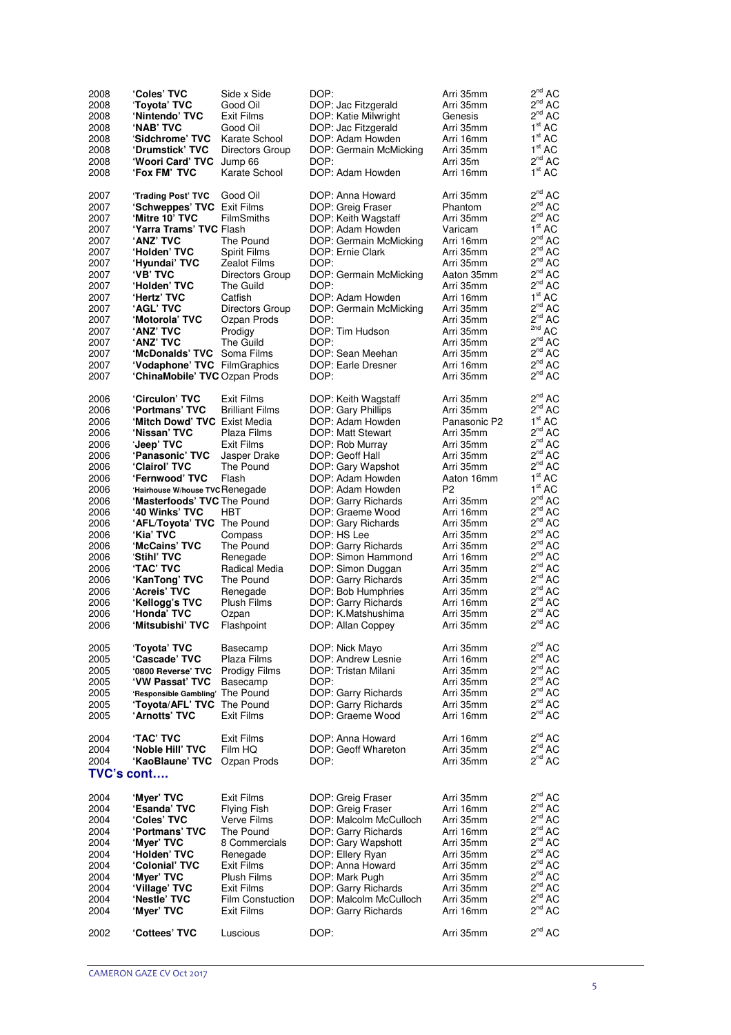| | | | | | |
|---|---|---|---|---|---|
| 2008 | **'Coles' TVC** | Side x Side | DOP: | Arri 35mm | 2nd AC |
| 2008 | **'Toyota' TVC** | Good Oil | DOP: Jac Fitzgerald | Arri 35mm | 2nd AC |
| 2008 | **'Nintendo' TVC** | Exit Films | DOP: Katie Milwright | Genesis | 2nd AC |
| 2008 | **'NAB' TVC** | Good Oil | DOP: Jac Fitzgerald | Arri 35mm | 1st AC |
| 2008 | **'Sidchrome' TVC** | Karate School | DOP: Adam Howden | Arri 16mm | 1st AC |
| 2008 | **'Drumstick' TVC** | Directors Group | DOP: Germain McMicking | Arri 35mm | 1st AC |
| 2008 | **'Woori Card' TVC** | Jump 66 | DOP: | Arri 35m | 2nd AC |
| 2008 | **'Fox FM' TVC** | Karate School | DOP: Adam Howden | Arri 16mm | 1st AC |
| | | | | | |
| 2007 | **'Trading Post' TVC** | Good Oil | DOP: Anna Howard | Arri 35mm | 2nd AC |
| 2007 | **'Schweppes' TVC** | Exit Films | DOP: Greig Fraser | Phantom | 2nd AC |
| 2007 | **'Mitre 10' TVC** | FilmSmiths | DOP: Keith Wagstaff | Arri 35mm | 2nd AC |
| 2007 | **'Yarra Trams' TVC** | Flash | DOP: Adam Howden | Varicam | 1st AC |
| 2007 | **'ANZ' TVC** | The Pound | DOP: Germain McMicking | Arri 16mm | 2nd AC |
| 2007 | **'Holden' TVC** | Spirit Films | DOP: Ernie Clark | Arri 35mm | 2nd AC |
| 2007 | **'Hyundai' TVC** | Zealot Films | DOP: | Arri 35mm | 2nd AC |
| 2007 | **'VB' TVC** | Directors Group | DOP: Germain McMicking | Aaton 35mm | 2nd AC |
| 2007 | **'Holden' TVC** | The Guild | DOP: | Arri 35mm | 2nd AC |
| 2007 | **'Hertz' TVC** | Catfish | DOP: Adam Howden | Arri 16mm | 1st AC |
| 2007 | **'AGL' TVC** | Directors Group | DOP: Germain McMicking | Arri 35mm | 2nd AC |
| 2007 | **'Motorola' TVC** | Ozpan Prods | DOP: | Arri 35mm | 2nd AC |
| 2007 | **'ANZ' TVC** | Prodigy | DOP: Tim Hudson | Arri 35mm | 2nd AC |
| 2007 | **'ANZ' TVC** | The Guild | DOP: | Arri 35mm | 2nd AC |
| 2007 | **'McDonalds' TVC** | Soma Films | DOP: Sean Meehan | Arri 35mm | 2nd AC |
| 2007 | **'Vodaphone' TVC** | FilmGraphics | DOP: Earle Dresner | Arri 16mm | 2nd AC |
| 2007 | **'ChinaMobile' TVC** | Ozpan Prods | DOP: | Arri 35mm | 2nd AC |
| | | | | | |
| 2006 | **'Circulon' TVC** | Exit Films | DOP: Keith Wagstaff | Arri 35mm | 2nd AC |
| 2006 | **'Portmans' TVC** | Brilliant Films | DOP: Gary Phillips | Arri 35mm | 2nd AC |
| 2006 | **'Mitch Dowd' TVC** | Exist Media | DOP: Adam Howden | Panasonic P2 | 1st AC |
| 2006 | **'Nissan' TVC** | Plaza Films | DOP: Matt Stewart | Arri 35mm | 2nd AC |
| 2006 | **'Jeep' TVC** | Exit Films | DOP: Rob Murray | Arri 35mm | 2nd AC |
| 2006 | **'Panasonic' TVC** | Jasper Drake | DOP: Geoff Hall | Arri 35mm | 2nd AC |
| 2006 | **'Clairol' TVC** | The Pound | DOP: Gary Wapshot | Arri 35mm | 2nd AC |
| 2006 | **'Fernwood' TVC** | Flash | DOP: Adam Howden | Aaton 16mm | 1st AC |
| 2006 | **'Hairhouse W/house TVC** | Renegade | DOP: Adam Howden | P2 | 1st AC |
| 2006 | **'Masterfoods' TVC** | The Pound | DOP: Garry Richards | Arri 35mm | 2nd AC |
| 2006 | **'40 Winks' TVC** | HBT | DOP: Graeme Wood | Arri 16mm | 2nd AC |
| 2006 | **'AFL/Toyota' TVC** | The Pound | DOP: Garry Richards | Arri 35mm | 2nd AC |
| 2006 | **'Kia' TVC** | Compass | DOP: HS Lee | Arri 35mm | 2nd AC |
| 2006 | **'McCains' TVC** | The Pound | DOP: Garry Richards | Arri 35mm | 2nd AC |
| 2006 | **'Stihl' TVC** | Renegade | DOP: Simon Hammond | Arri 16mm | 2nd AC |
| 2006 | **'TAC' TVC** | Radical Media | DOP: Simon Duggan | Arri 35mm | 2nd AC |
| 2006 | **'KanTong' TVC** | The Pound | DOP: Garry Richards | Arri 35mm | 2nd AC |
| 2006 | **'Acreis' TVC** | Renegade | DOP: Bob Humphries | Arri 35mm | 2nd AC |
| 2006 | **'Kellogg's TVC** | Plush Films | DOP: Garry Richards | Arri 16mm | 2nd AC |
| 2006 | **'Honda' TVC** | Ozpan | DOP: K.Matshushima | Arri 35mm | 2nd AC |
| 2006 | **'Mitsubishi' TVC** | Flashpoint | DOP: Allan Coppey | Arri 35mm | 2nd AC |
| | | | | | |
| 2005 | **'Toyota' TVC** | Basecamp | DOP: Nick Mayo | Arri 35mm | 2nd AC |
| 2005 | **'Cascade' TVC** | Plaza Films | DOP: Andrew Lesnie | Arri 16mm | 2nd AC |
| 2005 | **'0800 Reverse' TVC** | Prodigy Films | DOP: Tristan Milani | Arri 35mm | 2nd AC |
| 2005 | **'VW Passat' TVC** | Basecamp | DOP: | Arri 35mm | 2nd AC |
| 2005 | **'Responsible Gambling'** | The Pound | DOP: Garry Richards | Arri 35mm | 2nd AC |
| 2005 | **'Toyota/AFL' TVC** | The Pound | DOP: Garry Richards | Arri 35mm | 2nd AC |
| 2005 | **'Arnotts' TVC** | Exit Films | DOP: Graeme Wood | Arri 16mm | 2nd AC |
| | | | | | |
| 2004 | **'TAC' TVC** | Exit Films | DOP: Anna Howard | Arri 16mm | 2nd AC |
| 2004 | **'Noble Hill' TVC** | Film HQ | DOP: Geoff Whareton | Arri 35mm | 2nd AC |
| 2004 | **'KaoBlaune' TVC** | Ozpan Prods | DOP: | Arri 35mm | 2nd AC |

**TVC's cont….**

| | | | | | |
|---|---|---|---|---|---|
| 2004 | **'Myer' TVC** | Exit Films | DOP: Greig Fraser | Arri 35mm | 2nd AC |
| 2004 | **'Esanda' TVC** | Flying Fish | DOP: Greig Fraser | Arri 16mm | 2nd AC |
| 2004 | **'Coles' TVC** | Verve Films | DOP: Malcolm McCulloch | Arri 35mm | 2nd AC |
| 2004 | **'Portmans' TVC** | The Pound | DOP: Garry Richards | Arri 16mm | 2nd AC |
| 2004 | **'Myer' TVC** | 8 Commercials | DOP: Gary Wapshott | Arri 35mm | 2nd AC |
| 2004 | **'Holden' TVC** | Renegade | DOP: Ellery Ryan | Arri 35mm | 2nd AC |
| 2004 | **'Colonial' TVC** | Exit Films | DOP: Anna Howard | Arri 35mm | 2nd AC |
| 2004 | **'Myer' TVC** | Plush Films | DOP: Mark Pugh | Arri 35mm | 2nd AC |
| 2004 | **'Village' TVC** | Exit Films | DOP: Garry Richards | Arri 35mm | 2nd AC |
| 2004 | **'Nestle' TVC** | Film Constuction | DOP: Malcolm McCulloch | Arri 35mm | 2nd AC |
| 2004 | **'Myer' TVC** | Exit Films | DOP: Garry Richards | Arri 16mm | 2nd AC |
| | | | | | |
| 2002 | **'Cottees' TVC** | Luscious | DOP: | Arri 35mm | 2nd AC |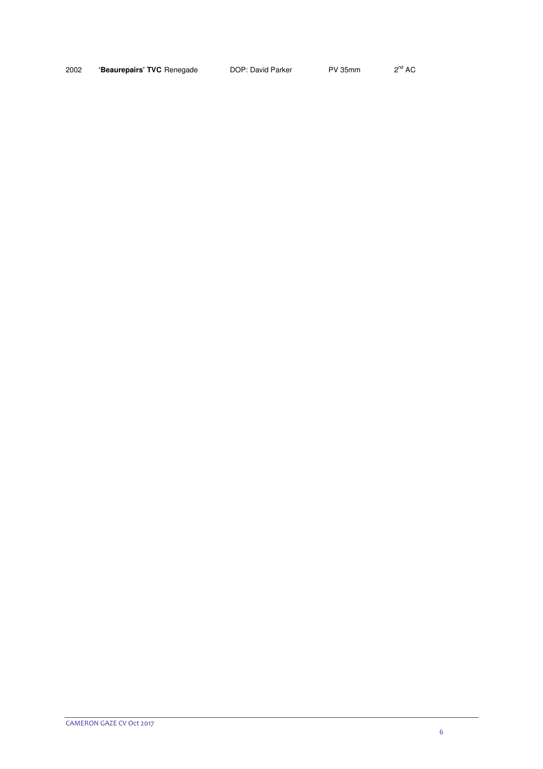| | | | | |
|---|---|---|---|---|
| 2002 | **'Beaurepairs' TVC** Renegade | DOP: David Parker | PV 35mm | 2nd AC |